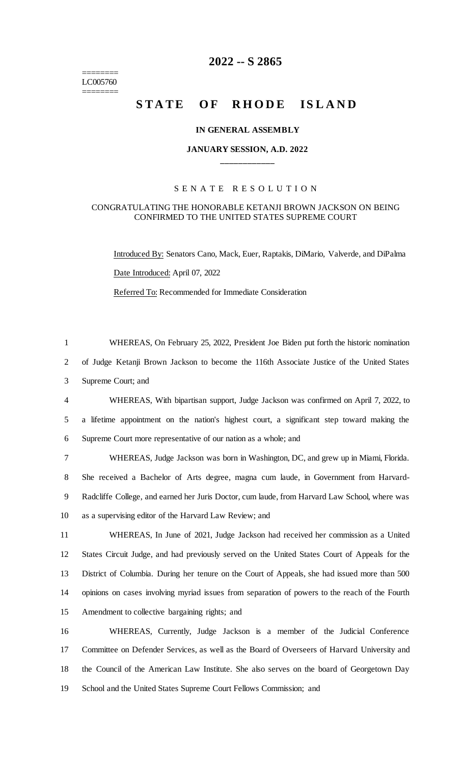# 2022 -- S 2865

========
LC005760
========

# STATE OF RHODE ISLAND

## IN GENERAL ASSEMBLY

## JANUARY SESSION, A.D. 2022

____________

### SENATE RESOLUTION

### CONGRATULATING THE HONORABLE KETANJI BROWN JACKSON ON BEING CONFIRMED TO THE UNITED STATES SUPREME COURT

Introduced By: Senators Cano, Mack, Euer, Raptakis, DiMario, Valverde, and DiPalma

Date Introduced: April 07, 2022

Referred To: Recommended for Immediate Consideration

1 WHEREAS, On February 25, 2022, President Joe Biden put forth the historic nomination
2 of Judge Ketanji Brown Jackson to become the 116th Associate Justice of the United States
3 Supreme Court; and

4 WHEREAS, With bipartisan support, Judge Jackson was confirmed on April 7, 2022, to
5 a lifetime appointment on the nation's highest court, a significant step toward making the
6 Supreme Court more representative of our nation as a whole; and

7 WHEREAS, Judge Jackson was born in Washington, DC, and grew up in Miami, Florida.
8 She received a Bachelor of Arts degree, magna cum laude, in Government from Harvard-
9 Radcliffe College, and earned her Juris Doctor, cum laude, from Harvard Law School, where was
10 as a supervising editor of the Harvard Law Review; and

11 WHEREAS, In June of 2021, Judge Jackson had received her commission as a United
12 States Circuit Judge, and had previously served on the United States Court of Appeals for the
13 District of Columbia. During her tenure on the Court of Appeals, she had issued more than 500
14 opinions on cases involving myriad issues from separation of powers to the reach of the Fourth
15 Amendment to collective bargaining rights; and

16 WHEREAS, Currently, Judge Jackson is a member of the Judicial Conference
17 Committee on Defender Services, as well as the Board of Overseers of Harvard University and
18 the Council of the American Law Institute. She also serves on the board of Georgetown Day
19 School and the United States Supreme Court Fellows Commission; and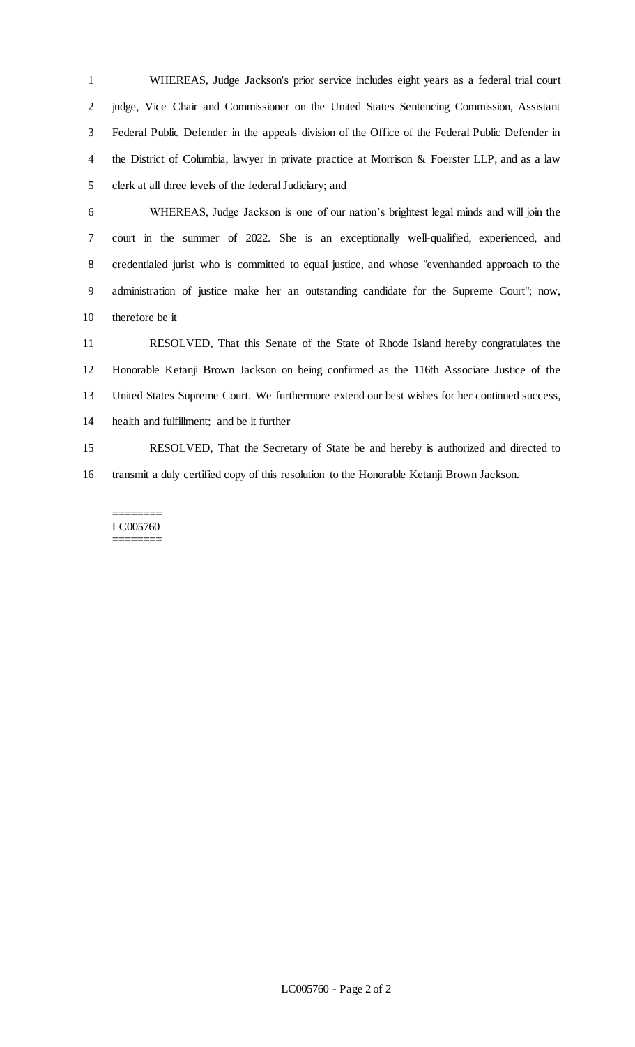WHEREAS, Judge Jackson's prior service includes eight years as a federal trial court judge, Vice Chair and Commissioner on the United States Sentencing Commission, Assistant Federal Public Defender in the appeals division of the Office of the Federal Public Defender in the District of Columbia, lawyer in private practice at Morrison & Foerster LLP, and as a law clerk at all three levels of the federal Judiciary; and

WHEREAS, Judge Jackson is one of our nation's brightest legal minds and will join the court in the summer of 2022. She is an exceptionally well-qualified, experienced, and credentialed jurist who is committed to equal justice, and whose "evenhanded approach to the administration of justice make her an outstanding candidate for the Supreme Court"; now, therefore be it

RESOLVED, That this Senate of the State of Rhode Island hereby congratulates the Honorable Ketanji Brown Jackson on being confirmed as the 116th Associate Justice of the United States Supreme Court. We furthermore extend our best wishes for her continued success, health and fulfillment; and be it further

RESOLVED, That the Secretary of State be and hereby is authorized and directed to transmit a duly certified copy of this resolution to the Honorable Ketanji Brown Jackson.

========
LC005760
========